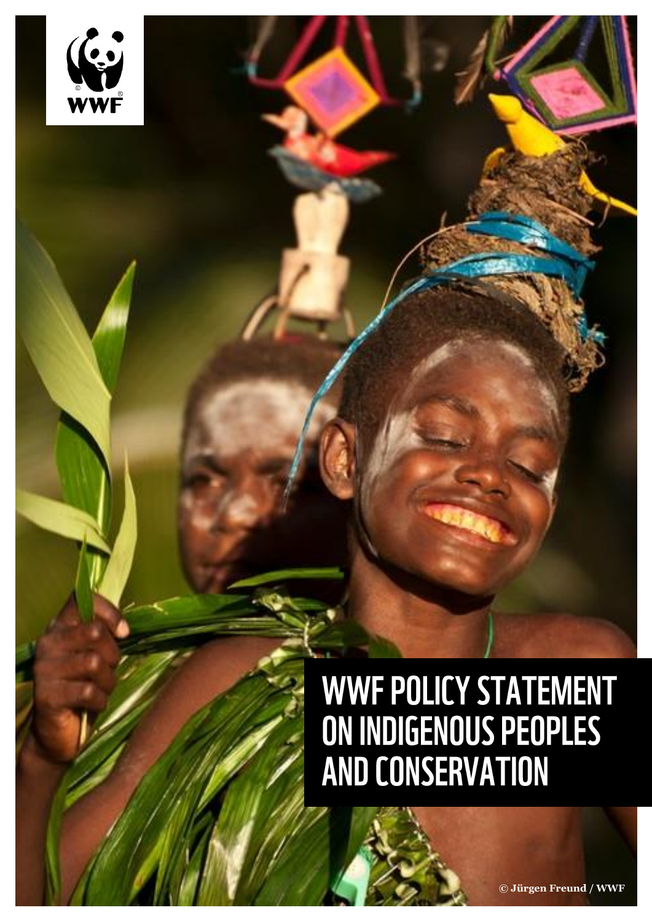# WWF POLICY STATEMENT ON INDIGENOUS PEOPLES AND CONSERVATION

© Jürgen Freund / WWF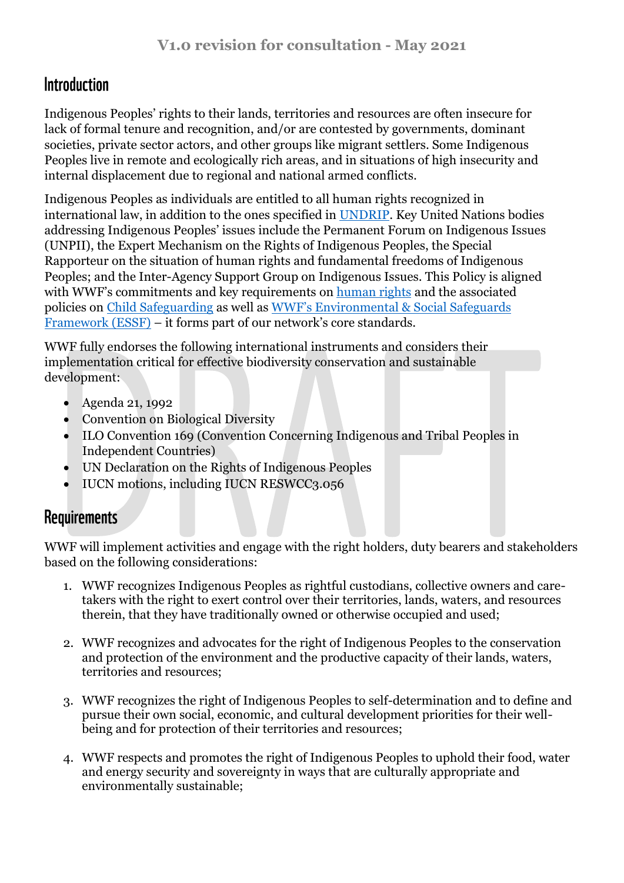V1.0 revision for consultation - May 2021

## Introduction

Indigenous Peoples' rights to their lands, territories and resources are often insecure for lack of formal tenure and recognition, and/or are contested by governments, dominant societies, private sector actors, and other groups like migrant settlers. Some Indigenous Peoples live in remote and ecologically rich areas, and in situations of high insecurity and internal displacement due to regional and national armed conflicts.

Indigenous Peoples as individuals are entitled to all human rights recognized in international law, in addition to the ones specified in UNDRIP. Key United Nations bodies addressing Indigenous Peoples' issues include the Permanent Forum on Indigenous Issues (UNPII), the Expert Mechanism on the Rights of Indigenous Peoples, the Special Rapporteur on the situation of human rights and fundamental freedoms of Indigenous Peoples; and the Inter-Agency Support Group on Indigenous Issues. This Policy is aligned with WWF's commitments and key requirements on human rights and the associated policies on Child Safeguarding as well as WWF's Environmental & Social Safeguards Framework (ESSF) – it forms part of our network's core standards.

WWF fully endorses the following international instruments and considers their implementation critical for effective biodiversity conservation and sustainable development:

- Agenda 21, 1992
- Convention on Biological Diversity
- ILO Convention 169 (Convention Concerning Indigenous and Tribal Peoples in Independent Countries)
- UN Declaration on the Rights of Indigenous Peoples
- IUCN motions, including IUCN RESWCC3.056

## Requirements

WWF will implement activities and engage with the right holders, duty bearers and stakeholders based on the following considerations:

1. WWF recognizes Indigenous Peoples as rightful custodians, collective owners and care-takers with the right to exert control over their territories, lands, waters, and resources therein, that they have traditionally owned or otherwise occupied and used;

2. WWF recognizes and advocates for the right of Indigenous Peoples to the conservation and protection of the environment and the productive capacity of their lands, waters, territories and resources;

3. WWF recognizes the right of Indigenous Peoples to self-determination and to define and pursue their own social, economic, and cultural development priorities for their well-being and for protection of their territories and resources;

4. WWF respects and promotes the right of Indigenous Peoples to uphold their food, water and energy security and sovereignty in ways that are culturally appropriate and environmentally sustainable;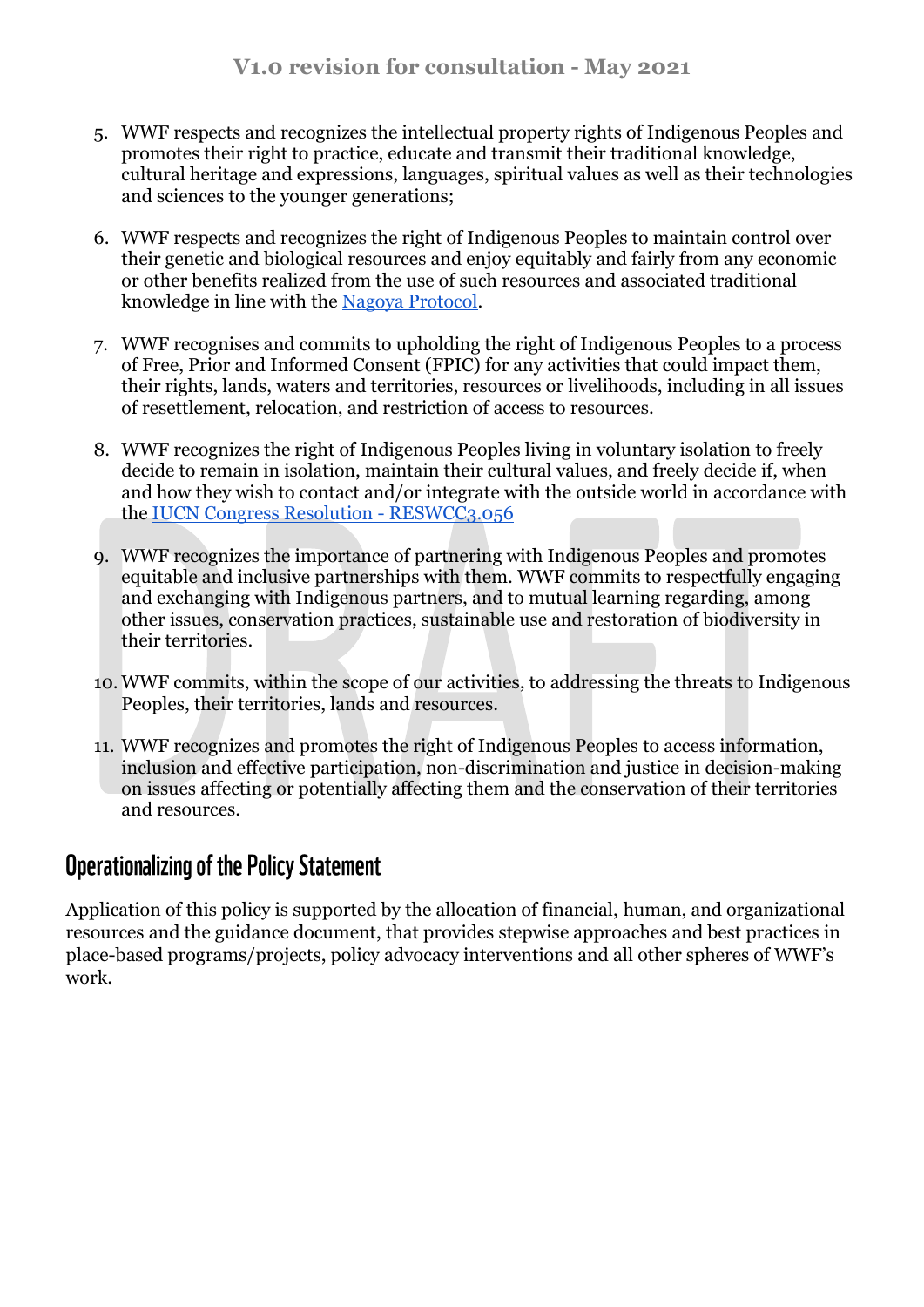5. WWF respects and recognizes the intellectual property rights of Indigenous Peoples and promotes their right to practice, educate and transmit their traditional knowledge, cultural heritage and expressions, languages, spiritual values as well as their technologies and sciences to the younger generations;

6. WWF respects and recognizes the right of Indigenous Peoples to maintain control over their genetic and biological resources and enjoy equitably and fairly from any economic or other benefits realized from the use of such resources and associated traditional knowledge in line with the Nagoya Protocol.

7. WWF recognises and commits to upholding the right of Indigenous Peoples to a process of Free, Prior and Informed Consent (FPIC) for any activities that could impact them, their rights, lands, waters and territories, resources or livelihoods, including in all issues of resettlement, relocation, and restriction of access to resources.

8. WWF recognizes the right of Indigenous Peoples living in voluntary isolation to freely decide to remain in isolation, maintain their cultural values, and freely decide if, when and how they wish to contact and/or integrate with the outside world in accordance with the IUCN Congress Resolution - RESWCC3.056

9. WWF recognizes the importance of partnering with Indigenous Peoples and promotes equitable and inclusive partnerships with them. WWF commits to respectfully engaging and exchanging with Indigenous partners, and to mutual learning regarding, among other issues, conservation practices, sustainable use and restoration of biodiversity in their territories.

10. WWF commits, within the scope of our activities, to addressing the threats to Indigenous Peoples, their territories, lands and resources.

11. WWF recognizes and promotes the right of Indigenous Peoples to access information, inclusion and effective participation, non-discrimination and justice in decision-making on issues affecting or potentially affecting them and the conservation of their territories and resources.

## Operationalizing of the Policy Statement

Application of this policy is supported by the allocation of financial, human, and organizational resources and the guidance document, that provides stepwise approaches and best practices in place-based programs/projects, policy advocacy interventions and all other spheres of WWF's work.